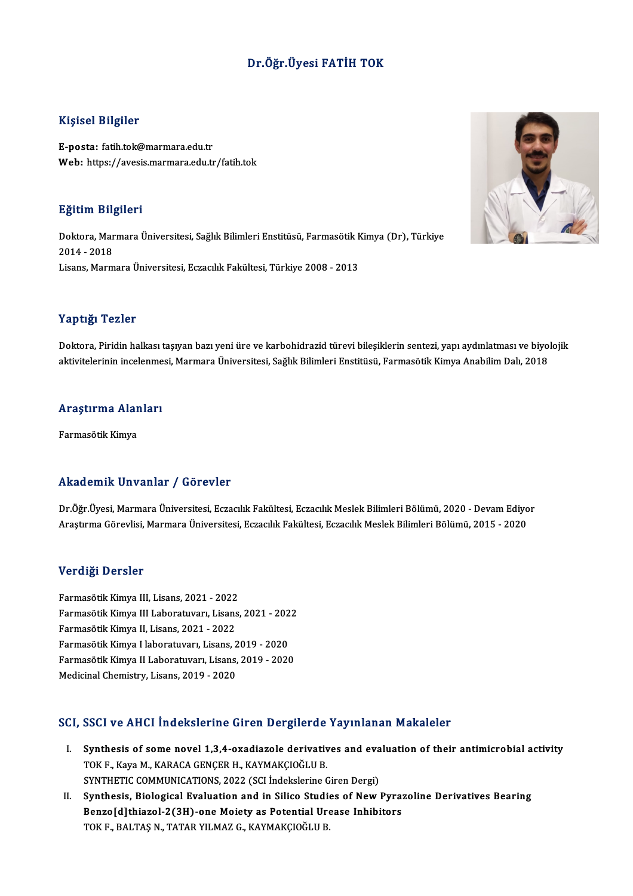# Dr.Öğr.Üyesi FATİH TOK

## Kişisel Bilgiler

**E-posta:** fatih.tok@marmara.edu.tr
**Web:** https://avesis.marmara.edu.tr/fatih.tok

## Eğitim Bilgileri

Doktora, Marmara Üniversitesi, Sağlık Bilimleri Enstitüsü, Farmasötik Kimya (Dr), Türkiye 2014 - 2018
Lisans, Marmara Üniversitesi, Eczacılık Fakültesi, Türkiye 2008 - 2013

## Yaptığı Tezler

Doktora, Piridin halkası taşıyan bazı yeni üre ve karbohidrazid türevi bileşiklerin sentezi, yapı aydınlatması ve biyolojik aktivitelerinin incelenmesi, Marmara Üniversitesi, Sağlık Bilimleri Enstitüsü, Farmasötik Kimya Anabilim Dalı, 2018

## Araştırma Alanları

Farmasötik Kimya

## Akademik Unvanlar / Görevler

Dr.Öğr.Üyesi, Marmara Üniversitesi, Eczacılık Fakültesi, Eczacılık Meslek Bilimleri Bölümü, 2020 - Devam Ediyor
Araştırma Görevlisi, Marmara Üniversitesi, Eczacılık Fakültesi, Eczacılık Meslek Bilimleri Bölümü, 2015 - 2020

## Verdiği Dersler

Farmasötik Kimya III, Lisans, 2021 - 2022
Farmasötik Kimya III Laboratuvarı, Lisans, 2021 - 2022
Farmasötik Kimya II, Lisans, 2021 - 2022
Farmasötik Kimya I laboratuvarı, Lisans, 2019 - 2020
Farmasötik Kimya II Laboratuvarı, Lisans, 2019 - 2020
Medicinal Chemistry, Lisans, 2019 - 2020

## SCI, SSCI ve AHCI İndekslerine Giren Dergilerde Yayınlanan Makaleler

I. **Synthesis of some novel 1,3,4-oxadiazole derivatives and evaluation of their antimicrobial activity**
   TOK F., Kaya M., KARACA GENÇER H., KAYMAKÇIOĞLU B.
   SYNTHETIC COMMUNICATIONS, 2022 (SCI İndekslerine Giren Dergi)
II. **Synthesis, Biological Evaluation and in Silico Studies of New Pyrazoline Derivatives Bearing Benzo[d]thiazol-2(3H)-one Moiety as Potential Urease Inhibitors**
   TOK F., BALTAŞ N., TATAR YILMAZ G., KAYMAKÇIOĞLU B.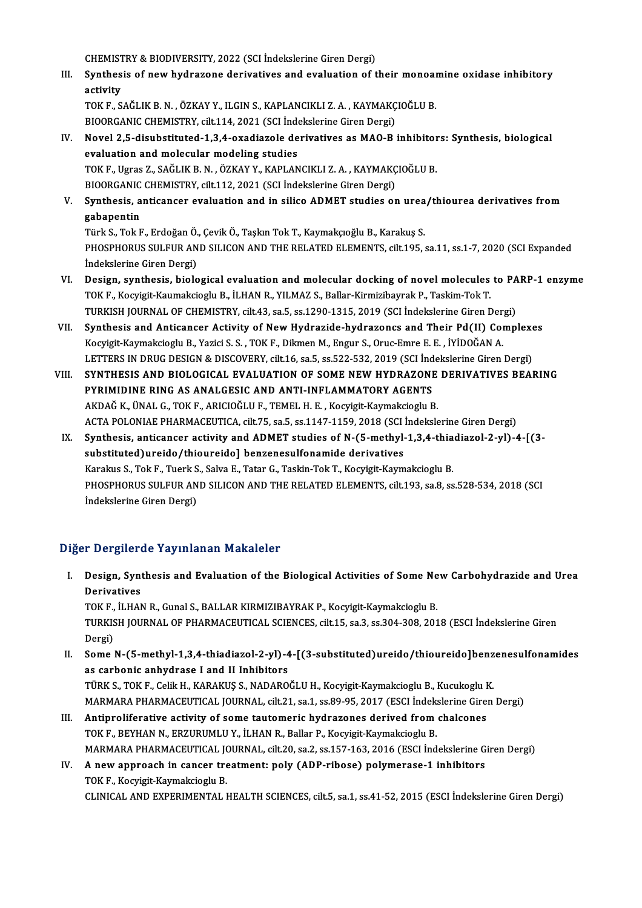CHEMISTRY & BIODIVERSITY, 2022 (SCI İndekslerine Giren Dergi)

III. **Synthesis of new hydrazone derivatives and evaluation of their monoamine oxidase inhibitory activity**
TOK F., SAĞLIK B. N. , ÖZKAY Y., ILGIN S., KAPLANCIKLI Z. A. , KAYMAKÇIOĞLU B.
BIOORGANIC CHEMISTRY, cilt.114, 2021 (SCI İndekslerine Giren Dergi)

IV. **Novel 2,5-disubstituted-1,3,4-oxadiazole derivatives as MAO-B inhibitors: Synthesis, biological evaluation and molecular modeling studies**
TOK F., Ugras Z., SAĞLIK B. N. , ÖZKAY Y., KAPLANCIKLI Z. A. , KAYMAKÇIOĞLU B.
BIOORGANIC CHEMISTRY, cilt.112, 2021 (SCI İndekslerine Giren Dergi)

V. **Synthesis, anticancer evaluation and in silico ADMET studies on urea/thiourea derivatives from gabapentin**
Türk S., Tok F., Erdoğan Ö., Çevik Ö., Taşkın Tok T., Kaymakçıoğlu B., Karakuş S.
PHOSPHORUS SULFUR AND SILICON AND THE RELATED ELEMENTS, cilt.195, sa.11, ss.1-7, 2020 (SCI Expanded İndekslerine Giren Dergi)

VI. **Design, synthesis, biological evaluation and molecular docking of novel molecules to PARP-1 enzyme**
TOK F., Kocyigit-Kaumakcioglu B., İLHAN R., YILMAZ S., Ballar-Kirmizibayrak P., Taskim-Tok T.
TURKISH JOURNAL OF CHEMISTRY, cilt.43, sa.5, ss.1290-1315, 2019 (SCI İndekslerine Giren Dergi)

VII. **Synthesis and Anticancer Activity of New Hydrazide-hydrazoncs and Their Pd(II) Complexes**
Kocyigit-Kaymakcioglu B., Yazici S. S. , TOK F., Dikmen M., Engur S., Oruc-Emre E. E. , İYİDOĞAN A.
LETTERS IN DRUG DESIGN & DISCOVERY, cilt.16, sa.5, ss.522-532, 2019 (SCI İndekslerine Giren Dergi)

VIII. **SYNTHESIS AND BIOLOGICAL EVALUATION OF SOME NEW HYDRAZONE DERIVATIVES BEARING PYRIMIDINE RING AS ANALGESIC AND ANTI-INFLAMMATORY AGENTS**
AKDAĞ K., ÜNAL G., TOK F., ARICIOĞLU F., TEMEL H. E. , Kocyigit-Kaymakcioglu B.
ACTA POLONIAE PHARMACEUTICA, cilt.75, sa.5, ss.1147-1159, 2018 (SCI İndekslerine Giren Dergi)

IX. **Synthesis, anticancer activity and ADMET studies of N-(5-methyl-1,3,4-thiadiazol-2-yl)-4-[(3-substituted)ureido/thioureido] benzenesulfonamide derivatives**
Karakus S., Tok F., Tuerk S., Salva E., Tatar G., Taskin-Tok T., Kocyigit-Kaymakcioglu B.
PHOSPHORUS SULFUR AND SILICON AND THE RELATED ELEMENTS, cilt.193, sa.8, ss.528-534, 2018 (SCI İndekslerine Giren Dergi)

## Diğer Dergilerde Yayınlanan Makaleler

I. **Design, Synthesis and Evaluation of the Biological Activities of Some New Carbohydrazide and Urea Derivatives**
TOK F., İLHAN R., Gunal S., BALLAR KIRMIZIBAYRAK P., Kocyigit-Kaymakcioglu B.
TURKISH JOURNAL OF PHARMACEUTICAL SCIENCES, cilt.15, sa.3, ss.304-308, 2018 (ESCI İndekslerine Giren Dergi)

II. **Some N-(5-methyl-1,3,4-thiadiazol-2-yl)-4-[(3-substituted)ureido/thioureido]benzenesulfonamides as carbonic anhydrase I and II Inhibitors**
TÜRK S., TOK F., Celik H., KARAKUŞ S., NADAROĞLU H., Kocyigit-Kaymakcioglu B., Kucukoglu K.
MARMARA PHARMACEUTICAL JOURNAL, cilt.21, sa.1, ss.89-95, 2017 (ESCI İndekslerine Giren Dergi)

III. **Antiproliferative activity of some tautomeric hydrazones derived from chalcones**
TOK F., BEYHAN N., ERZURUMLU Y., İLHAN R., Ballar P., Kocyigit-Kaymakcioglu B.
MARMARA PHARMACEUTICAL JOURNAL, cilt.20, sa.2, ss.157-163, 2016 (ESCI İndekslerine Giren Dergi)

IV. **A new approach in cancer treatment: poly (ADP-ribose) polymerase-1 inhibitors**
TOK F., Kocyigit-Kaymakcioglu B.
CLINICAL AND EXPERIMENTAL HEALTH SCIENCES, cilt.5, sa.1, ss.41-52, 2015 (ESCI İndekslerine Giren Dergi)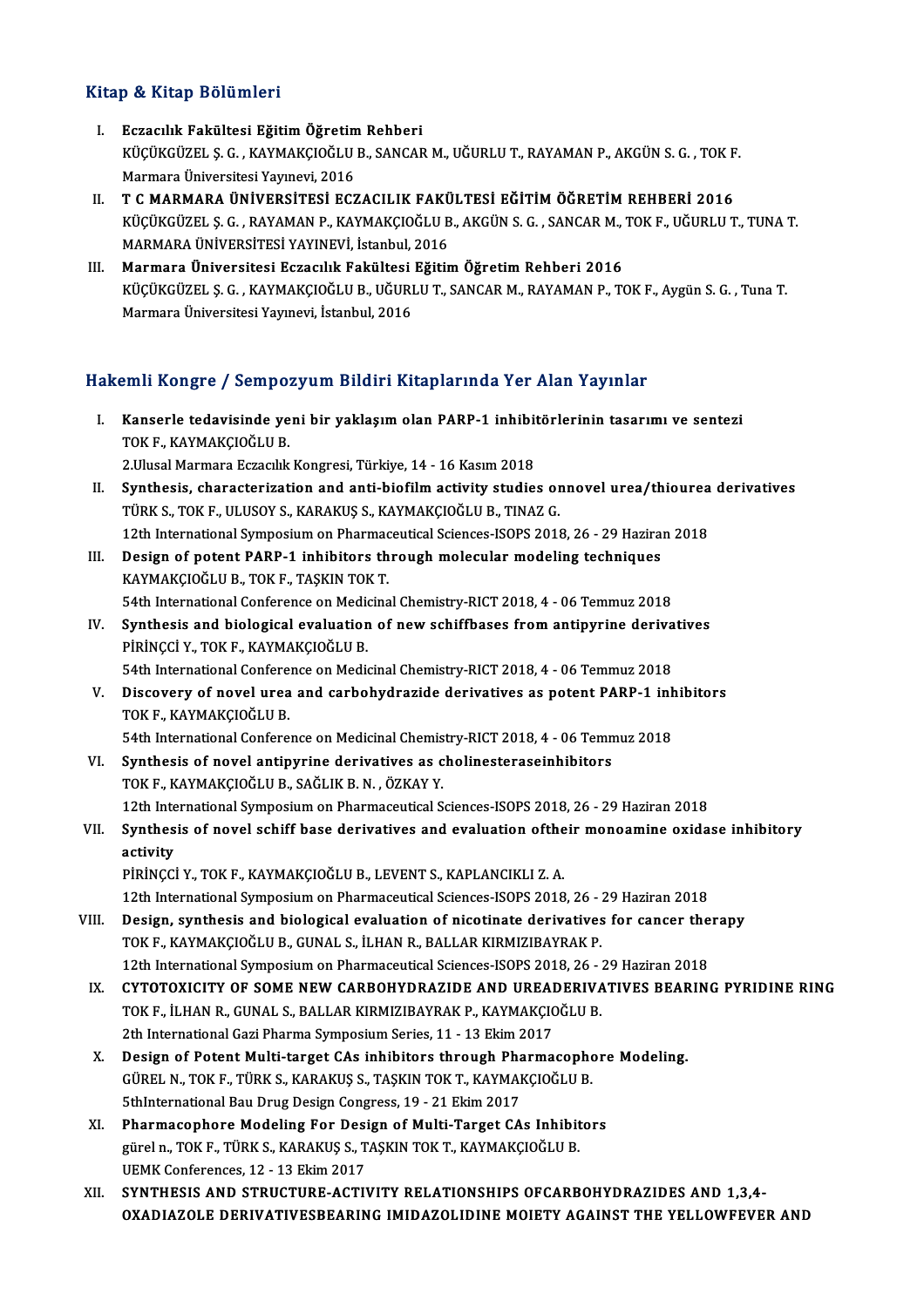## Kitap & Kitap Bölümleri

I. **Eczacılık Fakültesi Eğitim Öğretim Rehberi**
   KÜÇÜKGÜZEL Ş. G. , KAYMAKÇIOĞLU B., SANCAR M., UĞURLU T., RAYAMAN P., AKGÜN S. G. , TOK F.
   Marmara Üniversitesi Yayınevi, 2016
II. **T C MARMARA ÜNİVERSİTESİ ECZACILIK FAKÜLTESİ EĞİTİM ÖĞRETİM REHBERİ 2016**
   KÜÇÜKGÜZEL Ş. G. , RAYAMAN P., KAYMAKÇIOĞLU B., AKGÜN S. G. , SANCAR M., TOK F., UĞURLU T., TUNA T.
   MARMARA ÜNİVERSİTESİ YAYINEVİ, İstanbul, 2016
III. **Marmara Üniversitesi Eczacılık Fakültesi Eğitim Öğretim Rehberi 2016**
   KÜÇÜKGÜZEL Ş. G. , KAYMAKÇIOĞLU B., UĞURLU T., SANCAR M., RAYAMAN P., TOK F., Aygün S. G. , Tuna T.
   Marmara Üniversitesi Yayınevi, İstanbul, 2016

## Hakemli Kongre / Sempozyum Bildiri Kitaplarında Yer Alan Yayınlar

I. **Kanserle tedavisinde yeni bir yaklaşım olan PARP-1 inhibitörlerinin tasarımı ve sentezi**
   TOK F., KAYMAKÇIOĞLU B.
   2.Ulusal Marmara Eczacılık Kongresi, Türkiye, 14 - 16 Kasım 2018
II. **Synthesis, characterization and anti-biofilm activity studies onnovel urea/thiourea derivatives**
   TÜRK S., TOK F., ULUSOY S., KARAKUŞ S., KAYMAKÇIOĞLU B., TINAZ G.
   12th International Symposium on Pharmaceutical Sciences-ISOPS 2018, 26 - 29 Haziran 2018
III. **Design of potent PARP-1 inhibitors through molecular modeling techniques**
   KAYMAKÇIOĞLU B., TOK F., TAŞKIN TOK T.
   54th International Conference on Medicinal Chemistry-RICT 2018, 4 - 06 Temmuz 2018
IV. **Synthesis and biological evaluation of new schiffbases from antipyrine derivatives**
   PİRİNÇCİ Y., TOK F., KAYMAKÇIOĞLU B.
   54th International Conference on Medicinal Chemistry-RICT 2018, 4 - 06 Temmuz 2018
V. **Discovery of novel urea and carbohydrazide derivatives as potent PARP-1 inhibitors**
   TOK F., KAYMAKÇIOĞLU B.
   54th International Conference on Medicinal Chemistry-RICT 2018, 4 - 06 Temmuz 2018
VI. **Synthesis of novel antipyrine derivatives as cholinesteraseinhibitors**
   TOK F., KAYMAKÇIOĞLU B., SAĞLIK B. N. , ÖZKAY Y.
   12th International Symposium on Pharmaceutical Sciences-ISOPS 2018, 26 - 29 Haziran 2018
VII. **Synthesis of novel schiff base derivatives and evaluation oftheir monoamine oxidase inhibitory activity**
   PİRİNÇCİ Y., TOK F., KAYMAKÇIOĞLU B., LEVENT S., KAPLANCIKLI Z. A.
   12th International Symposium on Pharmaceutical Sciences-ISOPS 2018, 26 - 29 Haziran 2018
VIII. **Design, synthesis and biological evaluation of nicotinate derivatives for cancer therapy**
   TOK F., KAYMAKÇIOĞLU B., GUNAL S., İLHAN R., BALLAR KIRMIZIBAYRAK P.
   12th International Symposium on Pharmaceutical Sciences-ISOPS 2018, 26 - 29 Haziran 2018
IX. **CYTOTOXICITY OF SOME NEW CARBOHYDRAZIDE AND UREADERIVATIVES BEARING PYRIDINE RING**
   TOK F., İLHAN R., GUNAL S., BALLAR KIRMIZIBAYRAK P., KAYMAKÇIOĞLU B.
   2th International Gazi Pharma Symposium Series, 11 - 13 Ekim 2017
X. **Design of Potent Multi-target CAs inhibitors through Pharmacophore Modeling.**
   GÜREL N., TOK F., TÜRK S., KARAKUŞ S., TAŞKIN TOK T., KAYMAKÇIOĞLU B.
   5thInternational Bau Drug Design Congress, 19 - 21 Ekim 2017
XI. **Pharmacophore Modeling For Design of Multi-Target CAs Inhibitors**
   gürel n., TOK F., TÜRK S., KARAKUŞ S., TAŞKIN TOK T., KAYMAKÇIOĞLU B.
   UEMK Conferences, 12 - 13 Ekim 2017
XII. **SYNTHESIS AND STRUCTURE-ACTIVITY RELATIONSHIPS OFCARBOHYDRAZIDES AND 1,3,4-OXADIAZOLE DERIVATIVESBEARING IMIDAZOLIDINE MOIETY AGAINST THE YELLOWFEVER AND**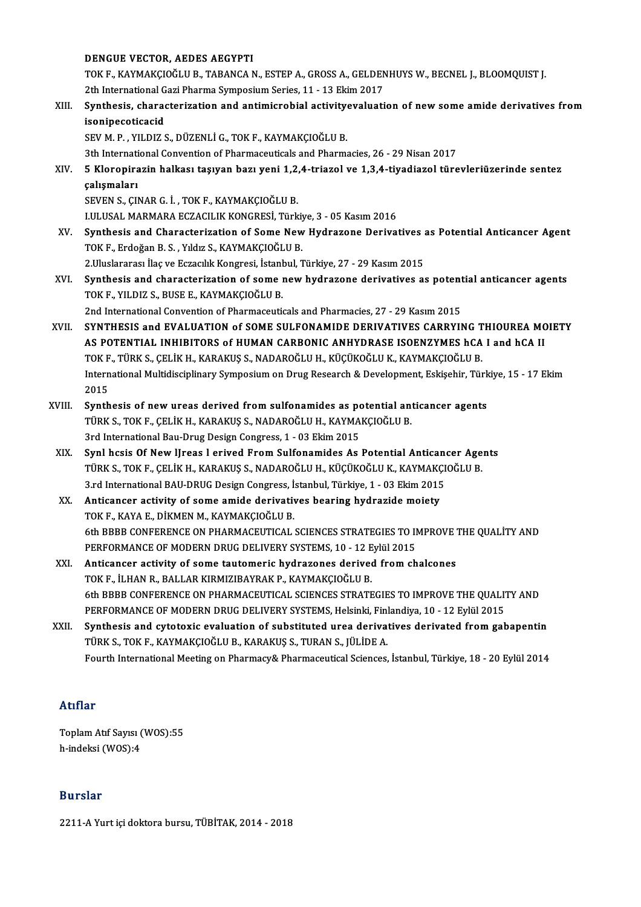DENGUE VECTOR, AEDES AEGYPTI
TOK F., KAYMAKÇIOĞLU B., TABANCA N., ESTEP A., GROSS A., GELDENHUYS W., BECNEL J., BLOOMQUIST J.
2th International Gazi Pharma Symposium Series, 11 - 13 Ekim 2017

XIII. **Synthesis, characterization and antimicrobial activityevaluation of new some amide derivatives from isonipecoticacid**
SEV M. P. , YILDIZ S., DÜZENLİ G., TOK F., KAYMAKÇIOĞLU B.
3th International Convention of Pharmaceuticals and Pharmacies, 26 - 29 Nisan 2017

XIV. **5 Kloropirazin halkası taşıyan bazı yeni 1,2,4-triazol ve 1,3,4-tiyadiazol türevleriüzerinde sentez çalışmaları**
SEVEN S., ÇINAR G. İ. , TOK F., KAYMAKÇIOĞLU B.
I.ULUSAL MARMARA ECZACILIK KONGRESİ, Türkiye, 3 - 05 Kasım 2016

XV. **Synthesis and Characterization of Some New Hydrazone Derivatives as Potential Anticancer Agent**
TOK F., Erdoğan B. S. , Yıldız S., KAYMAKÇIOĞLU B.
2.Uluslararası İlaç ve Eczacılık Kongresi, İstanbul, Türkiye, 27 - 29 Kasım 2015

XVI. **Synthesis and characterization of some new hydrazone derivatives as potential anticancer agents**
TOK F., YILDIZ S., BUSE E., KAYMAKÇIOĞLU B.
2nd International Convention of Pharmaceuticals and Pharmacies, 27 - 29 Kasım 2015

XVII. **SYNTHESIS and EVALUATION OF SOME SULFONAMIDE DERIVATIVES CARRYING THIOUREA MOIETY AS POTENTIAL INHIBITORS of HUMAN CARBONIC ANHYDRASE ISOENZYMES hCA I and hCA II**
TOK F., TÜRK S., ÇELİK H., KARAKUŞ S., NADAROĞLU H., KÜÇÜKOĞLU K., KAYMAKÇIOĞLU B.
International Multidisciplinary Symposium on Drug Research & Development, Eskişehir, Türkiye, 15 - 17 Ekim 2015

XVIII. **Synthesis of new ureas derived from sulfonamides as potential anticancer agents**
TÜRK S., TOK F., ÇELİK H., KARAKUŞ S., NADAROĞLU H., KAYMAKÇIOĞLU B.
3rd International Bau-Drug Design Congress, 1 - 03 Ekim 2015

XIX. **Synl hcsis Of New lJreas l erived From Sulfonamides As Potential Anticancer Agents**
TÜRK S., TOK F., ÇELİK H., KARAKUŞ S., NADAROĞLU H., KÜÇÜKOĞLU K., KAYMAKÇIOĞLU B.
3.rd International BAU-DRUG Design Congress, İstanbul, Türkiye, 1 - 03 Ekim 2015

XX. **Anticancer activity of some amide derivatives bearing hydrazide moiety**
TOK F., KAYA E., DİKMEN M., KAYMAKÇIOĞLU B.
6th BBBB CONFERENCE ON PHARMACEUTICAL SCIENCES STRATEGIES TO IMPROVE THE QUALİTY AND PERFORMANCE OF MODERN DRUG DELIVERY SYSTEMS, 10 - 12 Eylül 2015

XXI. **Anticancer activity of some tautomeric hydrazones derived from chalcones**
TOK F., İLHAN R., BALLAR KIRMIZIBAYRAK P., KAYMAKÇIOĞLU B.
6th BBBB CONFERENCE ON PHARMACEUTICAL SCIENCES STRATEGIES TO IMPROVE THE QUALITY AND PERFORMANCE OF MODERN DRUG DELIVERY SYSTEMS, Helsinki, Finlandiya, 10 - 12 Eylül 2015

XXII. **Synthesis and cytotoxic evaluation of substituted urea derivatives derivated from gabapentin**
TÜRK S., TOK F., KAYMAKÇIOĞLU B., KARAKUŞ S., TURAN S., JÜLİDE A.
Fourth International Meeting on Pharmacy& Pharmaceutical Sciences, İstanbul, Türkiye, 18 - 20 Eylül 2014

## Atıflar

Toplam Atıf Sayısı (WOS):55
h-indeksi (WOS):4

## Burslar

2211-A Yurt içi doktora bursu, TÜBİTAK, 2014 - 2018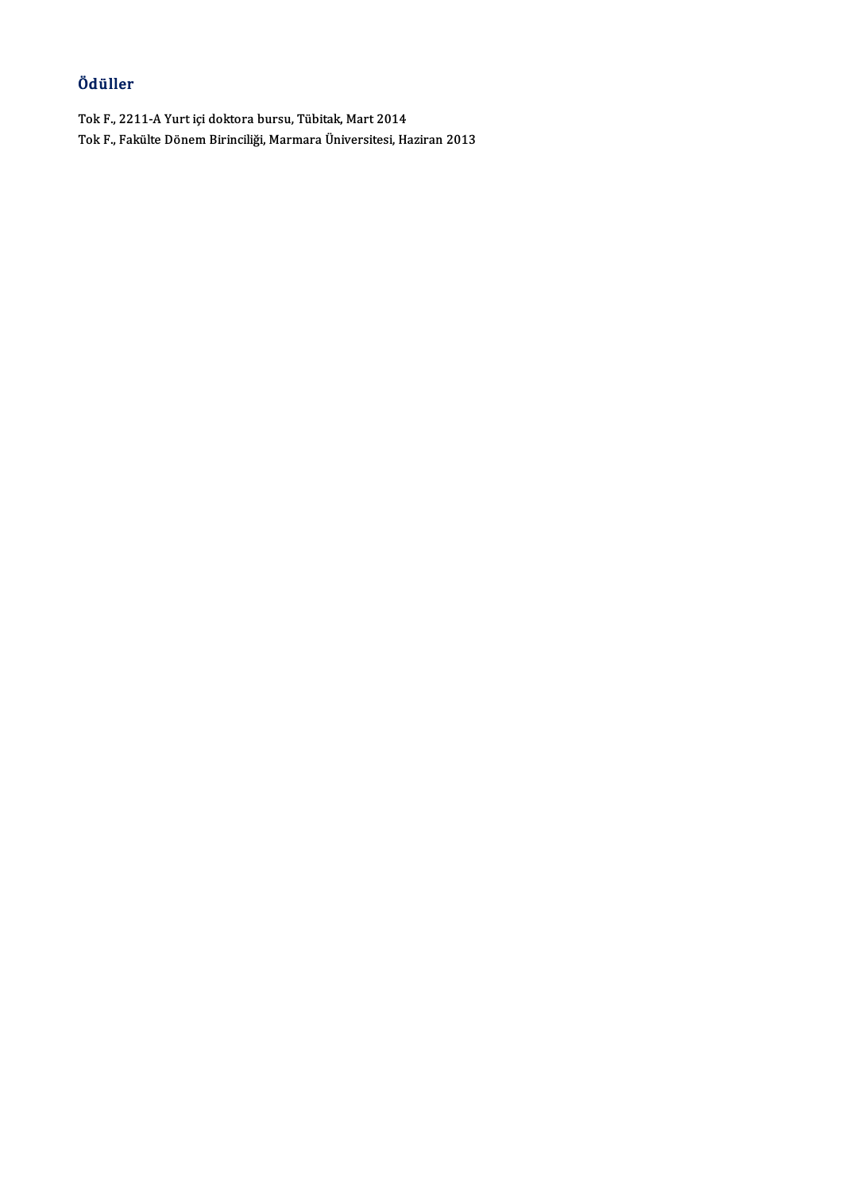## Ödüller

Tok F., 2211-A Yurt içi doktora bursu, Tübitak, Mart 2014

Tok F., Fakülte Dönem Birinciliği, Marmara Üniversitesi, Haziran 2013